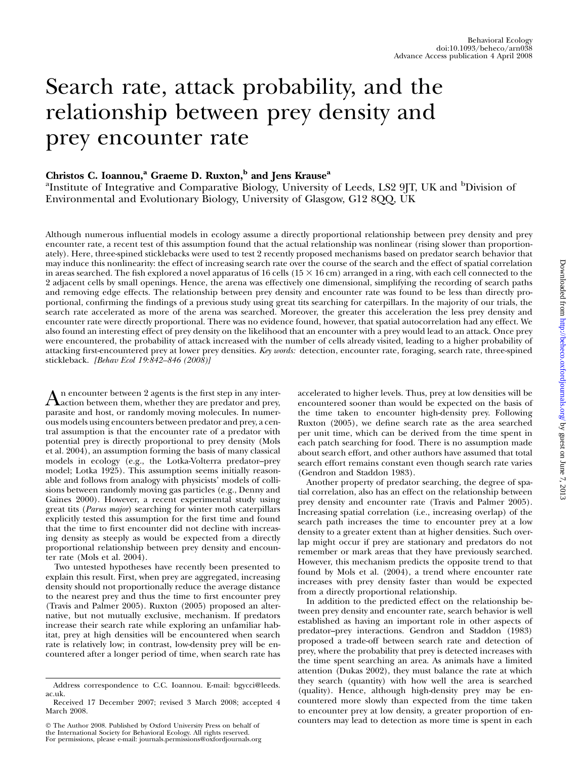# Search rate, attack probability, and the relationship between prey density and prey encounter rate

**Christos C. Ioannou,[a] Graeme D. Ruxton,[b] and Jens Krause[a]**

[a]Institute of Integrative and Comparative Biology, University of Leeds, LS2 9JT, UK and [b]Division of Environmental and Evolutionary Biology, University of Glasgow, G12 8QQ, UK

Although numerous influential models in ecology assume a directly proportional relationship between prey density and prey encounter rate, a recent test of this assumption found that the actual relationship was nonlinear (rising slower than proportionately). Here, three-spined sticklebacks were used to test 2 recently proposed mechanisms based on predator search behavior that may induce this nonlinearity: the effect of increasing search rate over the course of the search and the effect of spatial correlation in areas searched. The fish explored a novel apparatus of 16 cells (15 × 16 cm) arranged in a ring, with each cell connected to the 2 adjacent cells by small openings. Hence, the arena was effectively one dimensional, simplifying the recording of search paths and removing edge effects. The relationship between prey density and encounter rate was found to be less than directly proportional, confirming the findings of a previous study using great tits searching for caterpillars. In the majority of our trials, the search rate accelerated as more of the arena was searched. Moreover, the greater this acceleration the less prey density and encounter rate were directly proportional. There was no evidence found, however, that spatial autocorrelation had any effect. We also found an interesting effect of prey density on the likelihood that an encounter with a prey would lead to an attack. Once prey were encountered, the probability of attack increased with the number of cells already visited, leading to a higher probability of attacking first-encountered prey at lower prey densities. *Key words:* detection, encounter rate, foraging, search rate, three-spined stickleback. *[Behav Ecol 19:842–846 (2008)]*

An encounter between 2 agents is the first step in any interaction between them, whether they are predator and prey, parasite and host, or randomly moving molecules. In numerous models using encounters between predator and prey, a central assumption is that the encounter rate of a predator with potential prey is directly proportional to prey density (Mols et al. 2004), an assumption forming the basis of many classical models in ecology (e.g., the Lotka-Volterra predator–prey model; Lotka 1925). This assumption seems initially reasonable and follows from analogy with physicists' models of collisions between randomly moving gas particles (e.g., Denny and Gaines 2000). However, a recent experimental study using great tits (*Parus major*) searching for winter moth caterpillars explicitly tested this assumption for the first time and found that the time to first encounter did not decline with increasing density as steeply as would be expected from a directly proportional relationship between prey density and encounter rate (Mols et al. 2004).

Two untested hypotheses have recently been presented to explain this result. First, when prey are aggregated, increasing density should not proportionally reduce the average distance to the nearest prey and thus the time to first encounter prey (Travis and Palmer 2005). Ruxton (2005) proposed an alternative, but not mutually exclusive, mechanism. If predators increase their search rate while exploring an unfamiliar habitat, prey at high densities will be encountered when search rate is relatively low; in contrast, low-density prey will be encountered after a longer period of time, when search rate has accelerated to higher levels. Thus, prey at low densities will be encountered sooner than would be expected on the basis of the time taken to encounter high-density prey. Following Ruxton (2005), we define search rate as the area searched per unit time, which can be derived from the time spent in each patch searching for food. There is no assumption made about search effort, and other authors have assumed that total search effort remains constant even though search rate varies (Gendron and Staddon 1983).

Another property of predator searching, the degree of spatial correlation, also has an effect on the relationship between prey density and encounter rate (Travis and Palmer 2005). Increasing spatial correlation (i.e., increasing overlap) of the search path increases the time to encounter prey at a low density to a greater extent than at higher densities. Such overlap might occur if prey are stationary and predators do not remember or mark areas that they have previously searched. However, this mechanism predicts the opposite trend to that found by Mols et al. (2004), a trend where encounter rate increases with prey density faster than would be expected from a directly proportional relationship.

In addition to the predicted effect on the relationship between prey density and encounter rate, search behavior is well established as having an important role in other aspects of predator–prey interactions. Gendron and Staddon (1983) proposed a trade-off between search rate and detection of prey, where the probability that prey is detected increases with the time spent searching an area. As animals have a limited attention (Dukas 2002), they must balance the rate at which they search (quantity) with how well the area is searched (quality). Hence, although high-density prey may be encountered more slowly than expected from the time taken to encounter prey at low density, a greater proportion of encounters may lead to detection as more time is spent in each

Address correspondence to C.C. Ioannou. E-mail: bgycci@leeds.ac.uk.

Received 17 December 2007; revised 3 March 2008; accepted 4 March 2008.

© The Author 2008. Published by Oxford University Press on behalf of the International Society for Behavioral Ecology. All rights reserved. For permissions, please e-mail: journals.permissions@oxfordjournals.org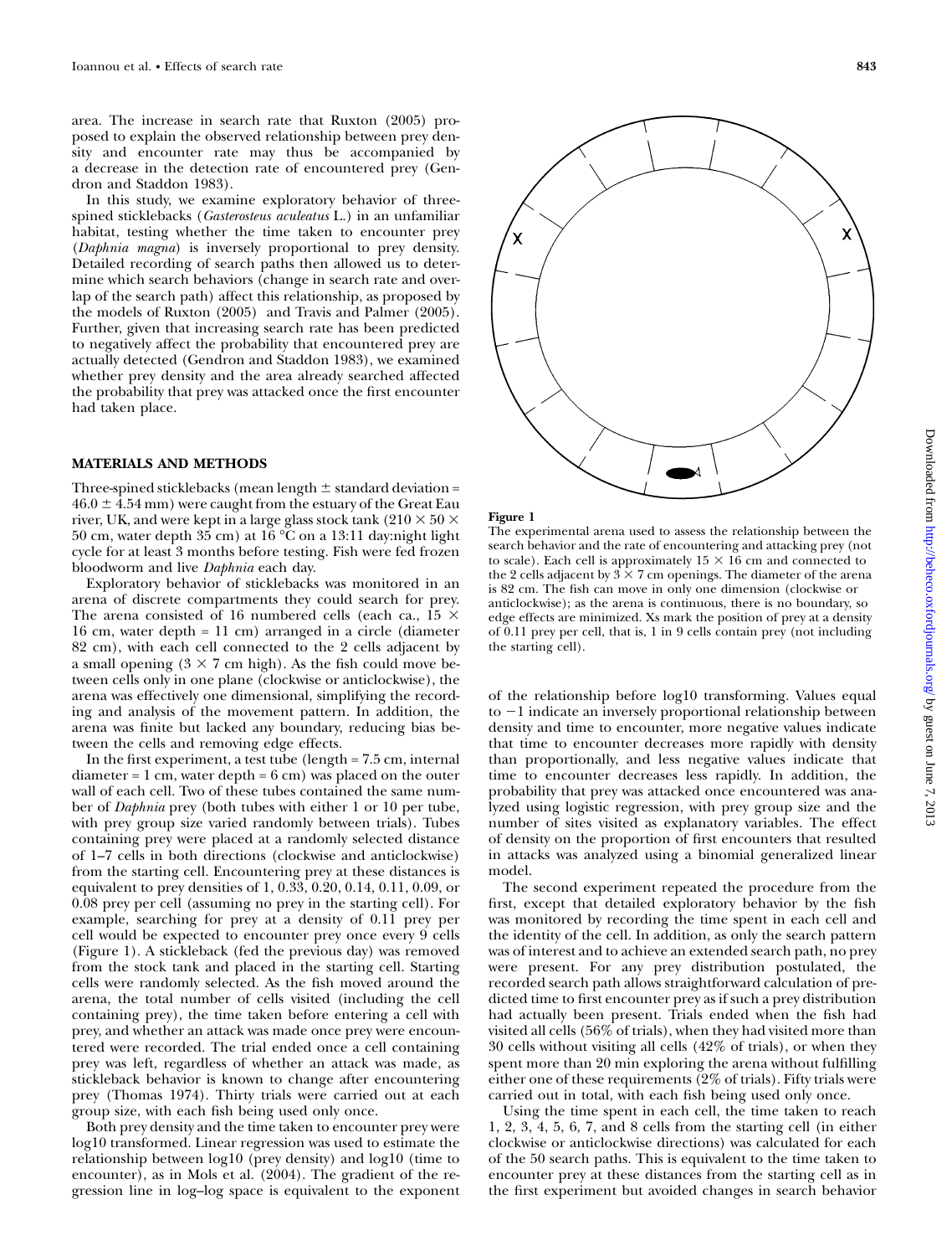area. The increase in search rate that Ruxton (2005) proposed to explain the observed relationship between prey density and encounter rate may thus be accompanied by a decrease in the detection rate of encountered prey (Gendron and Staddon 1983).

In this study, we examine exploratory behavior of three-spined sticklebacks (*Gasterosteus aculeatus* L.) in an unfamiliar habitat, testing whether the time taken to encounter prey (*Daphnia magna*) is inversely proportional to prey density. Detailed recording of search paths then allowed us to determine which search behaviors (change in search rate and overlap of the search path) affect this relationship, as proposed by the models of Ruxton (2005) and Travis and Palmer (2005). Further, given that increasing search rate has been predicted to negatively affect the probability that encountered prey are actually detected (Gendron and Staddon 1983), we examined whether prey density and the area already searched affected the probability that prey was attacked once the first encounter had taken place.

## MATERIALS AND METHODS

Three-spined sticklebacks (mean length ± standard deviation = 46.0 ± 4.54 mm) were caught from the estuary of the Great Eau river, UK, and were kept in a large glass stock tank (210 × 50 × 50 cm, water depth 35 cm) at 16 °C on a 13:11 day:night light cycle for at least 3 months before testing. Fish were fed frozen bloodworm and live *Daphnia* each day.

Exploratory behavior of sticklebacks was monitored in an arena of discrete compartments they could search for prey. The arena consisted of 16 numbered cells (each ca., 15 × 16 cm, water depth = 11 cm) arranged in a circle (diameter 82 cm), with each cell connected to the 2 cells adjacent by a small opening (3 × 7 cm high). As the fish could move between cells only in one plane (clockwise or anticlockwise), the arena was effectively one dimensional, simplifying the recording and analysis of the movement pattern. In addition, the arena was finite but lacked any boundary, reducing bias between the cells and removing edge effects.

In the first experiment, a test tube (length = 7.5 cm, internal diameter = 1 cm, water depth = 6 cm) was placed on the outer wall of each cell. Two of these tubes contained the same number of *Daphnia* prey (both tubes with either 1 or 10 per tube, with prey group size varied randomly between trials). Tubes containing prey were placed at a randomly selected distance of 1–7 cells in both directions (clockwise and anticlockwise) from the starting cell. Encountering prey at these distances is equivalent to prey densities of 1, 0.33, 0.20, 0.14, 0.11, 0.09, or 0.08 prey per cell (assuming no prey in the starting cell). For example, searching for prey at a density of 0.11 prey per cell would be expected to encounter prey once every 9 cells (Figure 1). A stickleback (fed the previous day) was removed from the stock tank and placed in the starting cell. Starting cells were randomly selected. As the fish moved around the arena, the total number of cells visited (including the cell containing prey), the time taken before entering a cell with prey, and whether an attack was made once prey were encountered were recorded. The trial ended once a cell containing prey was left, regardless of whether an attack was made, as stickleback behavior is known to change after encountering prey (Thomas 1974). Thirty trials were carried out at each group size, with each fish being used only once.

Both prey density and the time taken to encounter prey were log10 transformed. Linear regression was used to estimate the relationship between log10 (prey density) and log10 (time to encounter), as in Mols et al. (2004). The gradient of the regression line in log–log space is equivalent to the exponent of the relationship before log10 transforming. Values equal to −1 indicate an inversely proportional relationship between density and time to encounter, more negative values indicate that time to encounter decreases more rapidly with density than proportionally, and less negative values indicate that time to encounter decreases less rapidly. In addition, the probability that prey was attacked once encountered was analyzed using logistic regression, with prey group size and the number of sites visited as explanatory variables. The effect of density on the proportion of first encounters that resulted in attacks was analyzed using a binomial generalized linear model.

The second experiment repeated the procedure from the first, except that detailed exploratory behavior by the fish was monitored by recording the time spent in each cell and the identity of the cell. In addition, as only the search pattern was of interest and to achieve an extended search path, no prey were present. For any prey distribution postulated, the recorded search path allows straightforward calculation of predicted time to first encounter prey as if such a prey distribution had actually been present. Trials ended when the fish had visited all cells (56% of trials), when they had visited more than 30 cells without visiting all cells (42% of trials), or when they spent more than 20 min exploring the arena without fulfilling either one of these requirements (2% of trials). Fifty trials were carried out in total, with each fish being used only once.

Using the time spent in each cell, the time taken to reach 1, 2, 3, 4, 5, 6, 7, and 8 cells from the starting cell (in either clockwise or anticlockwise directions) was calculated for each of the 50 search paths. This is equivalent to the time taken to encounter prey at these distances from the starting cell as in the first experiment but avoided changes in search behavior

**Figure 1**
The experimental arena used to assess the relationship between the search behavior and the rate of encountering and attacking prey (not to scale). Each cell is approximately 15 × 16 cm and connected to the 2 cells adjacent by 3 × 7 cm openings. The diameter of the arena is 82 cm. The fish can move in only one dimension (clockwise or anticlockwise); as the arena is continuous, there is no boundary, so edge effects are minimized. Xs mark the position of prey at a density of 0.11 prey per cell, that is, 1 in 9 cells contain prey (not including the starting cell).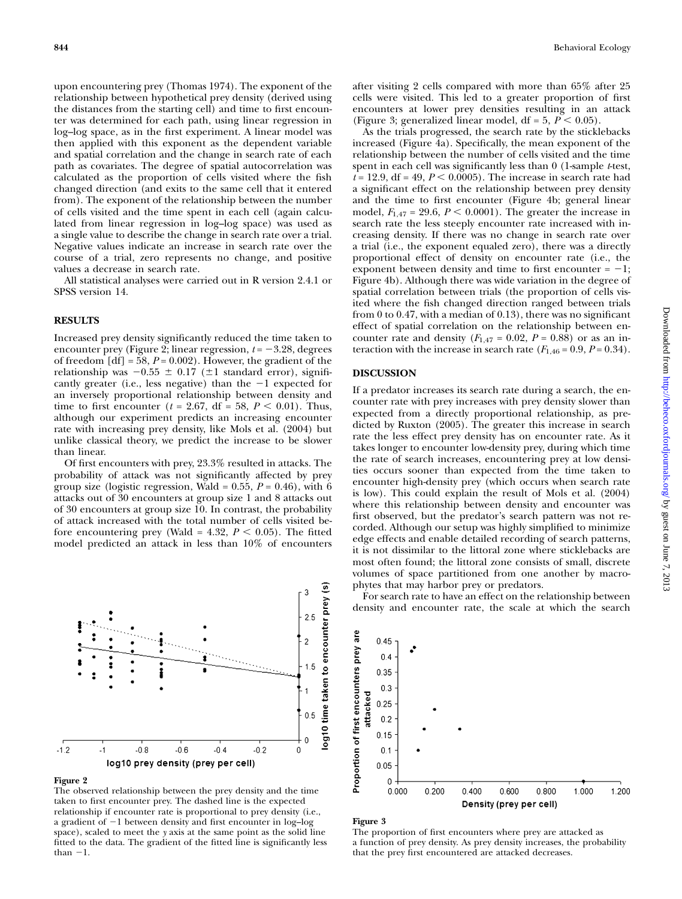upon encountering prey (Thomas 1974). The exponent of the relationship between hypothetical prey density (derived using the distances from the starting cell) and time to first encounter was determined for each path, using linear regression in log–log space, as in the first experiment. A linear model was then applied with this exponent as the dependent variable and spatial correlation and the change in search rate of each path as covariates. The degree of spatial autocorrelation was calculated as the proportion of cells visited where the fish changed direction (and exits to the same cell that it entered from). The exponent of the relationship between the number of cells visited and the time spent in each cell (again calculated from linear regression in log–log space) was used as a single value to describe the change in search rate over a trial. Negative values indicate an increase in search rate over the course of a trial, zero represents no change, and positive values a decrease in search rate.

All statistical analyses were carried out in R version 2.4.1 or SPSS version 14.

## RESULTS

Increased prey density significantly reduced the time taken to encounter prey (Figure 2; linear regression, $t = -3.28$, degrees of freedom [df] = 58, $P = 0.002$). However, the gradient of the relationship was $-0.55 \pm 0.17$ ($\pm 1$ standard error), significantly greater (i.e., less negative) than the $-1$ expected for an inversely proportional relationship between density and time to first encounter ($t = 2.67$, df = 58, $P < 0.01$). Thus, although our experiment predicts an increasing encounter rate with increasing prey density, like Mols et al. (2004) but unlike classical theory, we predict the increase to be slower than linear.

Of first encounters with prey, 23.3% resulted in attacks. The probability of attack was not significantly affected by prey group size (logistic regression, Wald = 0.55, $P = 0.46$), with 6 attacks out of 30 encounters at group size 1 and 8 attacks out of 30 encounters at group size 10. In contrast, the probability of attack increased with the total number of cells visited before encountering prey (Wald = 4.32, $P < 0.05$). The fitted model predicted an attack in less than 10% of encounters after visiting 2 cells compared with more than 65% after 25 cells were visited. This led to a greater proportion of first encounters at lower prey densities resulting in an attack (Figure 3; generalized linear model, df = 5, $P < 0.05$).

As the trials progressed, the search rate by the sticklebacks increased (Figure 4a). Specifically, the mean exponent of the relationship between the number of cells visited and the time spent in each cell was significantly less than 0 (1-sample *t*-test, $t = 12.9$, df = 49, $P < 0.0005$). The increase in search rate had a significant effect on the relationship between prey density and the time to first encounter (Figure 4b; general linear model, $F_{1,47} = 29.6$, $P < 0.0001$). The greater the increase in search rate the less steeply encounter rate increased with increasing density. If there was no change in search rate over a trial (i.e., the exponent equaled zero), there was a directly proportional effect of density on encounter rate (i.e., the exponent between density and time to first encounter = $-1$; Figure 4b). Although there was wide variation in the degree of spatial correlation between trials (the proportion of cells visited where the fish changed direction ranged between trials from 0 to 0.47, with a median of 0.13), there was no significant effect of spatial correlation on the relationship between encounter rate and density ($F_{1,47} = 0.02$, $P = 0.88$) or as an interaction with the increase in search rate ($F_{1,46} = 0.9$, $P = 0.34$).

**Figure 2**
The observed relationship between the prey density and the time taken to first encounter prey. The dashed line is the expected relationship if encounter rate is proportional to prey density (i.e., a gradient of $-1$ between density and first encounter in log–log space), scaled to meet the *y* axis at the same point as the solid line fitted to the data. The gradient of the fitted line is significantly less than $-1$.

## DISCUSSION

If a predator increases its search rate during a search, the encounter rate with prey increases with prey density slower than expected from a directly proportional relationship, as predicted by Ruxton (2005). The greater this increase in search rate the less effect prey density has on encounter rate. As it takes longer to encounter low-density prey, during which time the rate of search increases, encountering prey at low densities occurs sooner than expected from the time taken to encounter high-density prey (which occurs when search rate is low). This could explain the result of Mols et al. (2004) where this relationship between density and encounter was first observed, but the predator's search pattern was not recorded. Although our setup was highly simplified to minimize edge effects and enable detailed recording of search patterns, it is not dissimilar to the littoral zone where sticklebacks are most often found; the littoral zone consists of small, discrete volumes of space partitioned from one another by macrophytes that may harbor prey or predators.

For search rate to have an effect on the relationship between density and encounter rate, the scale at which the search

**Figure 3**
The proportion of first encounters where prey are attacked as a function of prey density. As prey density increases, the probability that the prey first encountered are attacked decreases.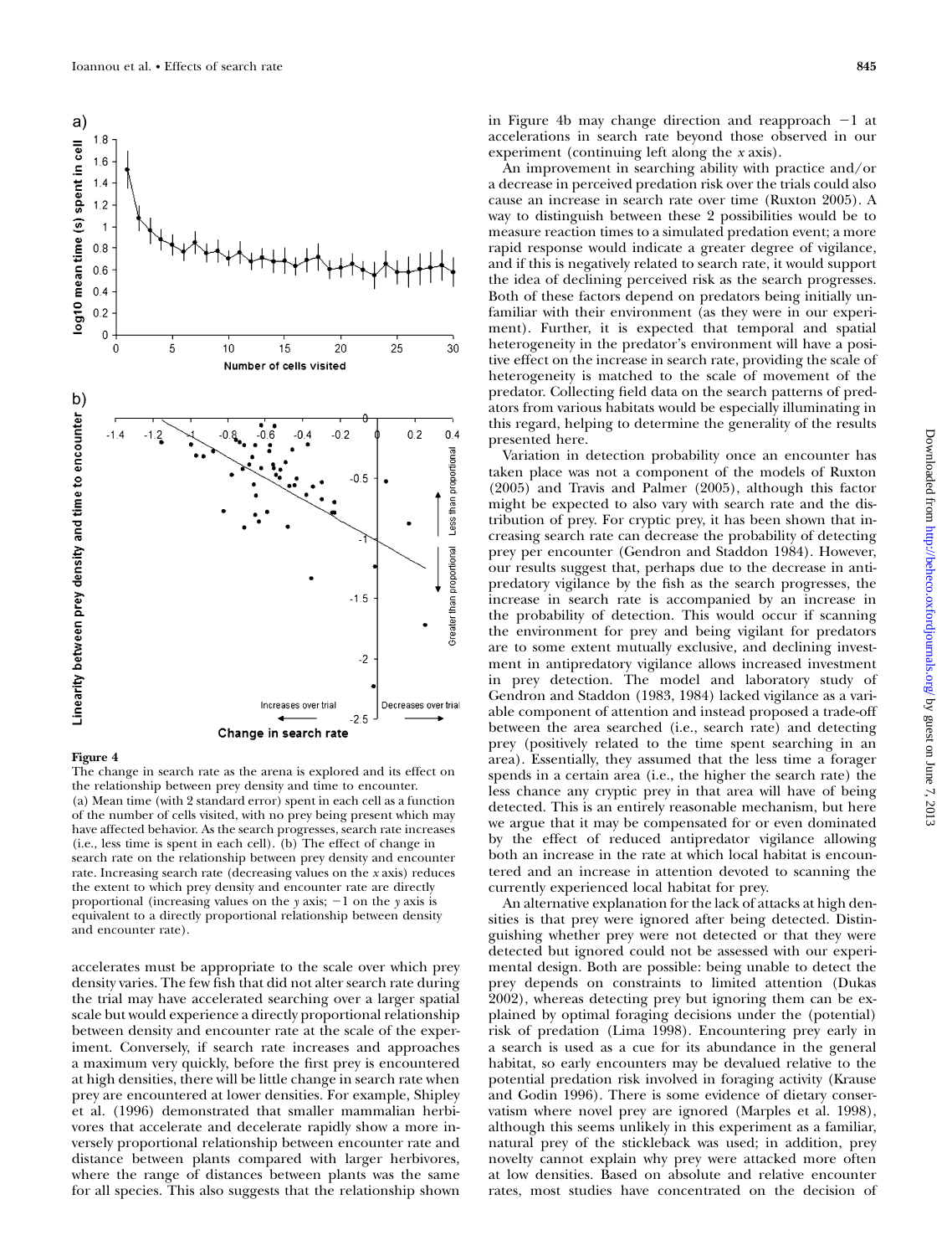**Figure 4**

The change in search rate as the arena is explored and its effect on the relationship between prey density and time to encounter. (a) Mean time (with 2 standard error) spent in each cell as a function of the number of cells visited, with no prey being present which may have affected behavior. As the search progresses, search rate increases (i.e., less time is spent in each cell). (b) The effect of change in search rate on the relationship between prey density and encounter rate. Increasing search rate (decreasing values on the *x* axis) reduces the extent to which prey density and encounter rate are directly proportional (increasing values on the *y* axis; −1 on the *y* axis is equivalent to a directly proportional relationship between density and encounter rate).

accelerates must be appropriate to the scale over which prey density varies. The few fish that did not alter search rate during the trial may have accelerated searching over a larger spatial scale but would experience a directly proportional relationship between density and encounter rate at the scale of the experiment. Conversely, if search rate increases and approaches a maximum very quickly, before the first prey is encountered at high densities, there will be little change in search rate when prey are encountered at lower densities. For example, Shipley et al. (1996) demonstrated that smaller mammalian herbivores that accelerate and decelerate rapidly show a more inversely proportional relationship between encounter rate and distance between plants compared with larger herbivores, where the range of distances between plants was the same for all species. This also suggests that the relationship shown in Figure 4b may change direction and reapproach −1 at accelerations in search rate beyond those observed in our experiment (continuing left along the *x* axis).

An improvement in searching ability with practice and/or a decrease in perceived predation risk over the trials could also cause an increase in search rate over time (Ruxton 2005). A way to distinguish between these 2 possibilities would be to measure reaction times to a simulated predation event; a more rapid response would indicate a greater degree of vigilance, and if this is negatively related to search rate, it would support the idea of declining perceived risk as the search progresses. Both of these factors depend on predators being initially unfamiliar with their environment (as they were in our experiment). Further, it is expected that temporal and spatial heterogeneity in the predator's environment will have a positive effect on the increase in search rate, providing the scale of heterogeneity is matched to the scale of movement of the predator. Collecting field data on the search patterns of predators from various habitats would be especially illuminating in this regard, helping to determine the generality of the results presented here.

Variation in detection probability once an encounter has taken place was not a component of the models of Ruxton (2005) and Travis and Palmer (2005), although this factor might be expected to also vary with search rate and the distribution of prey. For cryptic prey, it has been shown that increasing search rate can decrease the probability of detecting prey per encounter (Gendron and Staddon 1984). However, our results suggest that, perhaps due to the decrease in antipredatory vigilance by the fish as the search progresses, the increase in search rate is accompanied by an increase in the probability of detection. This would occur if scanning the environment for prey and being vigilant for predators are to some extent mutually exclusive, and declining investment in antipredatory vigilance allows increased investment in prey detection. The model and laboratory study of Gendron and Staddon (1983, 1984) lacked vigilance as a variable component of attention and instead proposed a trade-off between the area searched (i.e., search rate) and detecting prey (positively related to the time spent searching in an area). Essentially, they assumed that the less time a forager spends in a certain area (i.e., the higher the search rate) the less chance any cryptic prey in that area will have of being detected. This is an entirely reasonable mechanism, but here we argue that it may be compensated for or even dominated by the effect of reduced antipredator vigilance allowing both an increase in the rate at which local habitat is encountered and an increase in attention devoted to scanning the currently experienced local habitat for prey.

An alternative explanation for the lack of attacks at high densities is that prey were ignored after being detected. Distinguishing whether prey were not detected or that they were detected but ignored could not be assessed with our experimental design. Both are possible: being unable to detect the prey depends on constraints to limited attention (Dukas 2002), whereas detecting prey but ignoring them can be explained by optimal foraging decisions under the (potential) risk of predation (Lima 1998). Encountering prey early in a search is used as a cue for its abundance in the general habitat, so early encounters may be devalued relative to the potential predation risk involved in foraging activity (Krause and Godin 1996). There is some evidence of dietary conservatism where novel prey are ignored (Marples et al. 1998), although this seems unlikely in this experiment as a familiar, natural prey of the stickleback was used; in addition, prey novelty cannot explain why prey were attacked more often at low densities. Based on absolute and relative encounter rates, most studies have concentrated on the decision of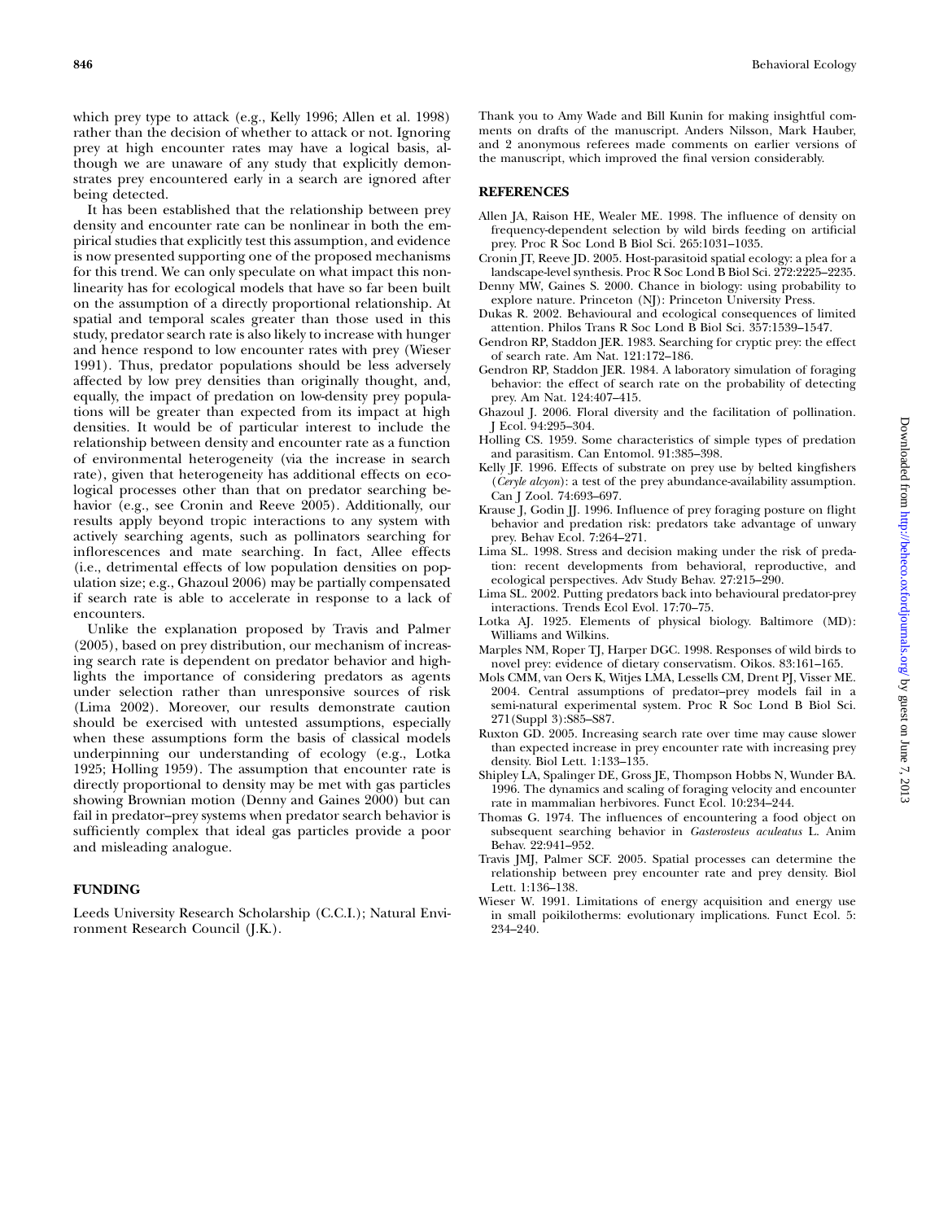which prey type to attack (e.g., Kelly 1996; Allen et al. 1998) rather than the decision of whether to attack or not. Ignoring prey at high encounter rates may have a logical basis, although we are unaware of any study that explicitly demonstrates prey encountered early in a search are ignored after being detected.

It has been established that the relationship between prey density and encounter rate can be nonlinear in both the empirical studies that explicitly test this assumption, and evidence is now presented supporting one of the proposed mechanisms for this trend. We can only speculate on what impact this nonlinearity has for ecological models that have so far been built on the assumption of a directly proportional relationship. At spatial and temporal scales greater than those used in this study, predator search rate is also likely to increase with hunger and hence respond to low encounter rates with prey (Wieser 1991). Thus, predator populations should be less adversely affected by low prey densities than originally thought, and, equally, the impact of predation on low-density prey populations will be greater than expected from its impact at high densities. It would be of particular interest to include the relationship between density and encounter rate as a function of environmental heterogeneity (via the increase in search rate), given that heterogeneity has additional effects on ecological processes other than that on predator searching behavior (e.g., see Cronin and Reeve 2005). Additionally, our results apply beyond tropic interactions to any system with actively searching agents, such as pollinators searching for inflorescences and mate searching. In fact, Allee effects (i.e., detrimental effects of low population densities on population size; e.g., Ghazoul 2006) may be partially compensated if search rate is able to accelerate in response to a lack of encounters.

Unlike the explanation proposed by Travis and Palmer (2005), based on prey distribution, our mechanism of increasing search rate is dependent on predator behavior and highlights the importance of considering predators as agents under selection rather than unresponsive sources of risk (Lima 2002). Moreover, our results demonstrate caution should be exercised with untested assumptions, especially when these assumptions form the basis of classical models underpinning our understanding of ecology (e.g., Lotka 1925; Holling 1959). The assumption that encounter rate is directly proportional to density may be met with gas particles showing Brownian motion (Denny and Gaines 2000) but can fail in predator–prey systems when predator search behavior is sufficiently complex that ideal gas particles provide a poor and misleading analogue.

## FUNDING

Leeds University Research Scholarship (C.C.I.); Natural Environment Research Council (J.K.).

Thank you to Amy Wade and Bill Kunin for making insightful comments on drafts of the manuscript. Anders Nilsson, Mark Hauber, and 2 anonymous referees made comments on earlier versions of the manuscript, which improved the final version considerably.

## REFERENCES

Allen JA, Raison HE, Wealer ME. 1998. The influence of density on frequency-dependent selection by wild birds feeding on artificial prey. Proc R Soc Lond B Biol Sci. 265:1031–1035.

Cronin JT, Reeve JD. 2005. Host-parasitoid spatial ecology: a plea for a landscape-level synthesis. Proc R Soc Lond B Biol Sci. 272:2225–2235.

Denny MW, Gaines S. 2000. Chance in biology: using probability to explore nature. Princeton (NJ): Princeton University Press.

Dukas R. 2002. Behavioural and ecological consequences of limited attention. Philos Trans R Soc Lond B Biol Sci. 357:1539–1547.

Gendron RP, Staddon JER. 1983. Searching for cryptic prey: the effect of search rate. Am Nat. 121:172–186.

Gendron RP, Staddon JER. 1984. A laboratory simulation of foraging behavior: the effect of search rate on the probability of detecting prey. Am Nat. 124:407–415.

Ghazoul J. 2006. Floral diversity and the facilitation of pollination. J Ecol. 94:295–304.

Holling CS. 1959. Some characteristics of simple types of predation and parasitism. Can Entomol. 91:385–398.

Kelly JF. 1996. Effects of substrate on prey use by belted kingfishers (*Ceryle alcyon*): a test of the prey abundance-availability assumption. Can J Zool. 74:693–697.

Krause J, Godin JJ. 1996. Influence of prey foraging posture on flight behavior and predation risk: predators take advantage of unwary prey. Behav Ecol. 7:264–271.

Lima SL. 1998. Stress and decision making under the risk of predation: recent developments from behavioral, reproductive, and ecological perspectives. Adv Study Behav. 27:215–290.

Lima SL. 2002. Putting predators back into behavioural predator-prey interactions. Trends Ecol Evol. 17:70–75.

Lotka AJ. 1925. Elements of physical biology. Baltimore (MD): Williams and Wilkins.

Marples NM, Roper TJ, Harper DGC. 1998. Responses of wild birds to novel prey: evidence of dietary conservatism. Oikos. 83:161–165.

Mols CMM, van Oers K, Witjes LMA, Lessells CM, Drent PJ, Visser ME. 2004. Central assumptions of predator–prey models fail in a semi-natural experimental system. Proc R Soc Lond B Biol Sci. 271(Suppl 3):S85–S87.

Ruxton GD. 2005. Increasing search rate over time may cause slower than expected increase in prey encounter rate with increasing prey density. Biol Lett. 1:133–135.

Shipley LA, Spalinger DE, Gross JE, Thompson Hobbs N, Wunder BA. 1996. The dynamics and scaling of foraging velocity and encounter rate in mammalian herbivores. Funct Ecol. 10:234–244.

Thomas G. 1974. The influences of encountering a food object on subsequent searching behavior in *Gasterosteus aculeatus* L. Anim Behav. 22:941–952.

Travis JMJ, Palmer SCF. 2005. Spatial processes can determine the relationship between prey encounter rate and prey density. Biol Lett. 1:136–138.

Wieser W. 1991. Limitations of energy acquisition and energy use in small poikilotherms: evolutionary implications. Funct Ecol. 5: 234–240.